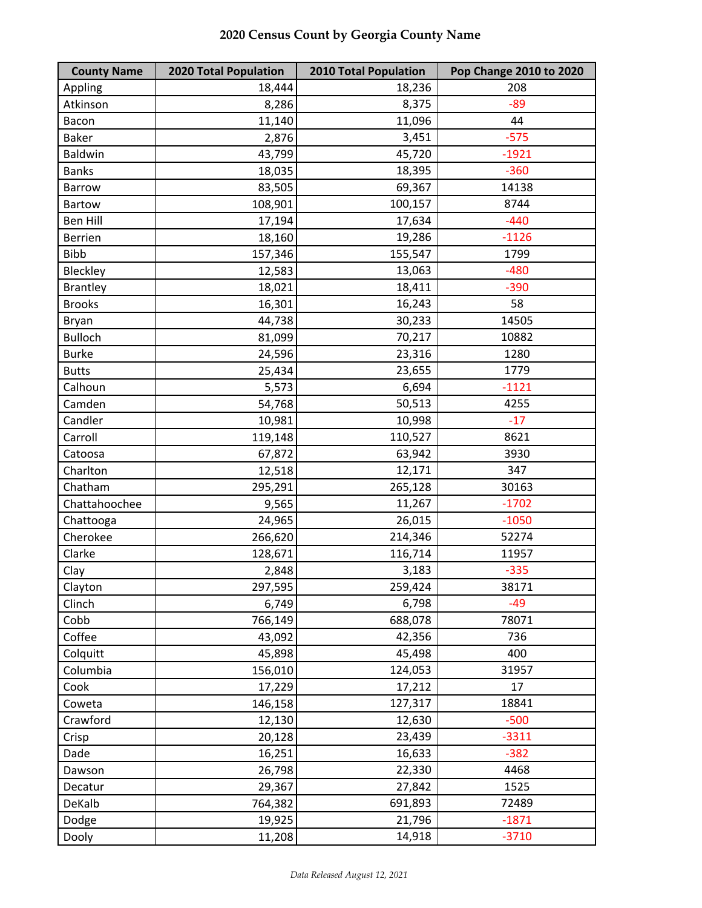# 2020 Census Count by Georgia County Name

| County Name | 2020 Total Population | 2010 Total Population | Pop Change 2010 to 2020 |
|---|---|---|---|
| Appling | 18,444 | 18,236 | 208 |
| Atkinson | 8,286 | 8,375 | -89 |
| Bacon | 11,140 | 11,096 | 44 |
| Baker | 2,876 | 3,451 | -575 |
| Baldwin | 43,799 | 45,720 | -1921 |
| Banks | 18,035 | 18,395 | -360 |
| Barrow | 83,505 | 69,367 | 14138 |
| Bartow | 108,901 | 100,157 | 8744 |
| Ben Hill | 17,194 | 17,634 | -440 |
| Berrien | 18,160 | 19,286 | -1126 |
| Bibb | 157,346 | 155,547 | 1799 |
| Bleckley | 12,583 | 13,063 | -480 |
| Brantley | 18,021 | 18,411 | -390 |
| Brooks | 16,301 | 16,243 | 58 |
| Bryan | 44,738 | 30,233 | 14505 |
| Bulloch | 81,099 | 70,217 | 10882 |
| Burke | 24,596 | 23,316 | 1280 |
| Butts | 25,434 | 23,655 | 1779 |
| Calhoun | 5,573 | 6,694 | -1121 |
| Camden | 54,768 | 50,513 | 4255 |
| Candler | 10,981 | 10,998 | -17 |
| Carroll | 119,148 | 110,527 | 8621 |
| Catoosa | 67,872 | 63,942 | 3930 |
| Charlton | 12,518 | 12,171 | 347 |
| Chatham | 295,291 | 265,128 | 30163 |
| Chattahoochee | 9,565 | 11,267 | -1702 |
| Chattooga | 24,965 | 26,015 | -1050 |
| Cherokee | 266,620 | 214,346 | 52274 |
| Clarke | 128,671 | 116,714 | 11957 |
| Clay | 2,848 | 3,183 | -335 |
| Clayton | 297,595 | 259,424 | 38171 |
| Clinch | 6,749 | 6,798 | -49 |
| Cobb | 766,149 | 688,078 | 78071 |
| Coffee | 43,092 | 42,356 | 736 |
| Colquitt | 45,898 | 45,498 | 400 |
| Columbia | 156,010 | 124,053 | 31957 |
| Cook | 17,229 | 17,212 | 17 |
| Coweta | 146,158 | 127,317 | 18841 |
| Crawford | 12,130 | 12,630 | -500 |
| Crisp | 20,128 | 23,439 | -3311 |
| Dade | 16,251 | 16,633 | -382 |
| Dawson | 26,798 | 22,330 | 4468 |
| Decatur | 29,367 | 27,842 | 1525 |
| DeKalb | 764,382 | 691,893 | 72489 |
| Dodge | 19,925 | 21,796 | -1871 |
| Dooly | 11,208 | 14,918 | -3710 |

*Data Released August 12, 2021*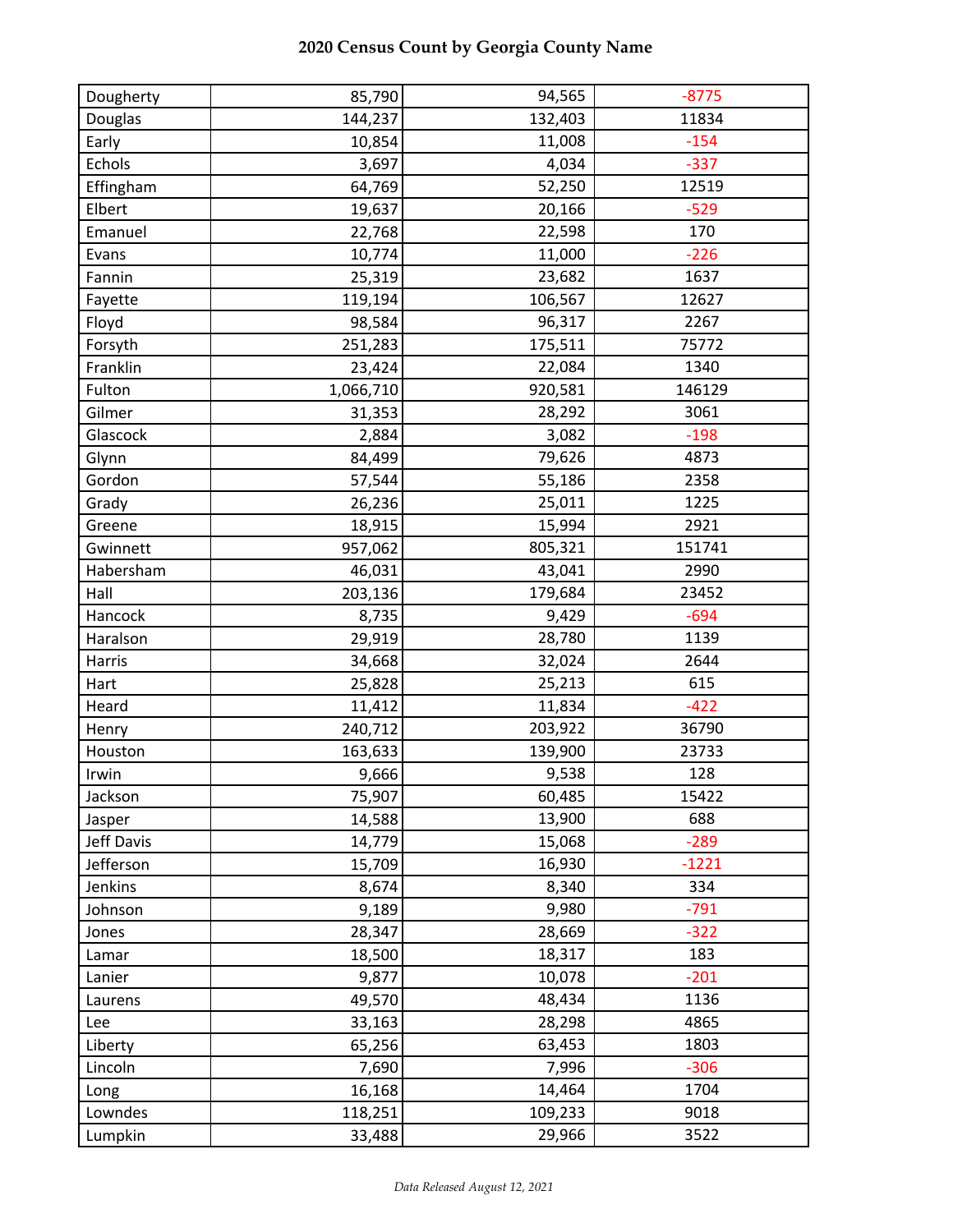# 2020 Census Count by Georgia County Name

| | | | |
|---|---|---|---|
| Dougherty | 85,790 | 94,565 | -8775 |
| Douglas | 144,237 | 132,403 | 11834 |
| Early | 10,854 | 11,008 | -154 |
| Echols | 3,697 | 4,034 | -337 |
| Effingham | 64,769 | 52,250 | 12519 |
| Elbert | 19,637 | 20,166 | -529 |
| Emanuel | 22,768 | 22,598 | 170 |
| Evans | 10,774 | 11,000 | -226 |
| Fannin | 25,319 | 23,682 | 1637 |
| Fayette | 119,194 | 106,567 | 12627 |
| Floyd | 98,584 | 96,317 | 2267 |
| Forsyth | 251,283 | 175,511 | 75772 |
| Franklin | 23,424 | 22,084 | 1340 |
| Fulton | 1,066,710 | 920,581 | 146129 |
| Gilmer | 31,353 | 28,292 | 3061 |
| Glascock | 2,884 | 3,082 | -198 |
| Glynn | 84,499 | 79,626 | 4873 |
| Gordon | 57,544 | 55,186 | 2358 |
| Grady | 26,236 | 25,011 | 1225 |
| Greene | 18,915 | 15,994 | 2921 |
| Gwinnett | 957,062 | 805,321 | 151741 |
| Habersham | 46,031 | 43,041 | 2990 |
| Hall | 203,136 | 179,684 | 23452 |
| Hancock | 8,735 | 9,429 | -694 |
| Haralson | 29,919 | 28,780 | 1139 |
| Harris | 34,668 | 32,024 | 2644 |
| Hart | 25,828 | 25,213 | 615 |
| Heard | 11,412 | 11,834 | -422 |
| Henry | 240,712 | 203,922 | 36790 |
| Houston | 163,633 | 139,900 | 23733 |
| Irwin | 9,666 | 9,538 | 128 |
| Jackson | 75,907 | 60,485 | 15422 |
| Jasper | 14,588 | 13,900 | 688 |
| Jeff Davis | 14,779 | 15,068 | -289 |
| Jefferson | 15,709 | 16,930 | -1221 |
| Jenkins | 8,674 | 8,340 | 334 |
| Johnson | 9,189 | 9,980 | -791 |
| Jones | 28,347 | 28,669 | -322 |
| Lamar | 18,500 | 18,317 | 183 |
| Lanier | 9,877 | 10,078 | -201 |
| Laurens | 49,570 | 48,434 | 1136 |
| Lee | 33,163 | 28,298 | 4865 |
| Liberty | 65,256 | 63,453 | 1803 |
| Lincoln | 7,690 | 7,996 | -306 |
| Long | 16,168 | 14,464 | 1704 |
| Lowndes | 118,251 | 109,233 | 9018 |
| Lumpkin | 33,488 | 29,966 | 3522 |

*Data Released August 12, 2021*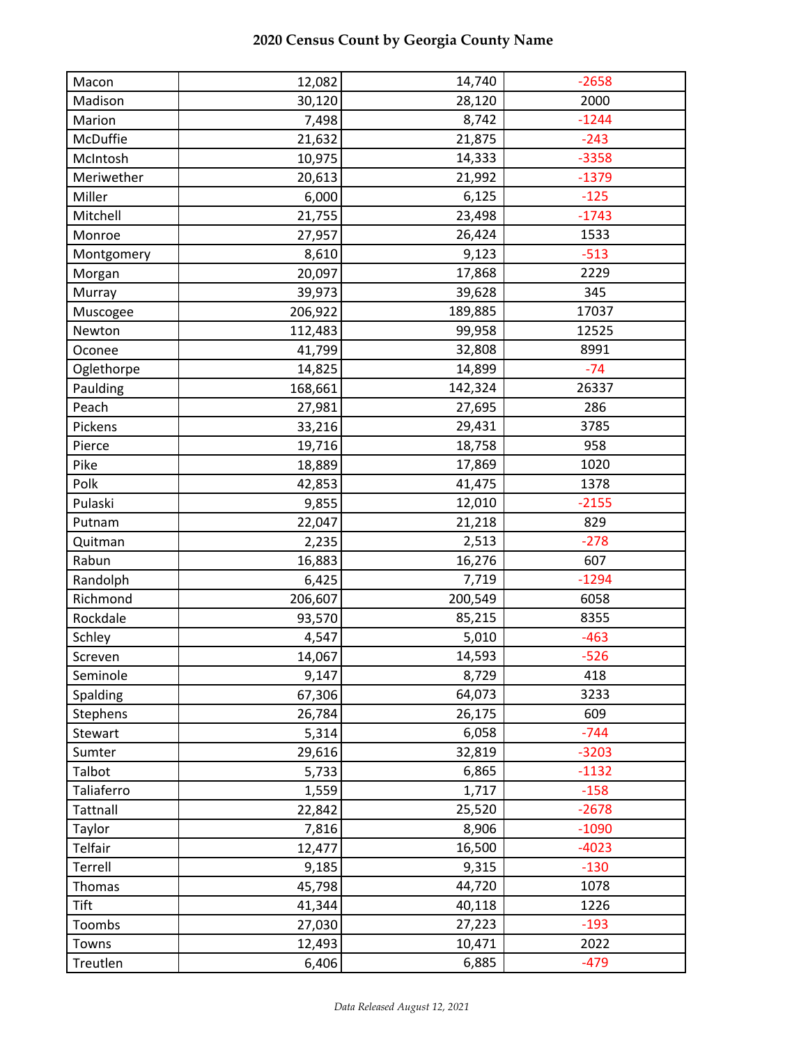# 2020 Census Count by Georgia County Name

| | | | |
|---|---|---|---|
| Macon | 12,082 | 14,740 | -2658 |
| Madison | 30,120 | 28,120 | 2000 |
| Marion | 7,498 | 8,742 | -1244 |
| McDuffie | 21,632 | 21,875 | -243 |
| McIntosh | 10,975 | 14,333 | -3358 |
| Meriwether | 20,613 | 21,992 | -1379 |
| Miller | 6,000 | 6,125 | -125 |
| Mitchell | 21,755 | 23,498 | -1743 |
| Monroe | 27,957 | 26,424 | 1533 |
| Montgomery | 8,610 | 9,123 | -513 |
| Morgan | 20,097 | 17,868 | 2229 |
| Murray | 39,973 | 39,628 | 345 |
| Muscogee | 206,922 | 189,885 | 17037 |
| Newton | 112,483 | 99,958 | 12525 |
| Oconee | 41,799 | 32,808 | 8991 |
| Oglethorpe | 14,825 | 14,899 | -74 |
| Paulding | 168,661 | 142,324 | 26337 |
| Peach | 27,981 | 27,695 | 286 |
| Pickens | 33,216 | 29,431 | 3785 |
| Pierce | 19,716 | 18,758 | 958 |
| Pike | 18,889 | 17,869 | 1020 |
| Polk | 42,853 | 41,475 | 1378 |
| Pulaski | 9,855 | 12,010 | -2155 |
| Putnam | 22,047 | 21,218 | 829 |
| Quitman | 2,235 | 2,513 | -278 |
| Rabun | 16,883 | 16,276 | 607 |
| Randolph | 6,425 | 7,719 | -1294 |
| Richmond | 206,607 | 200,549 | 6058 |
| Rockdale | 93,570 | 85,215 | 8355 |
| Schley | 4,547 | 5,010 | -463 |
| Screven | 14,067 | 14,593 | -526 |
| Seminole | 9,147 | 8,729 | 418 |
| Spalding | 67,306 | 64,073 | 3233 |
| Stephens | 26,784 | 26,175 | 609 |
| Stewart | 5,314 | 6,058 | -744 |
| Sumter | 29,616 | 32,819 | -3203 |
| Talbot | 5,733 | 6,865 | -1132 |
| Taliaferro | 1,559 | 1,717 | -158 |
| Tattnall | 22,842 | 25,520 | -2678 |
| Taylor | 7,816 | 8,906 | -1090 |
| Telfair | 12,477 | 16,500 | -4023 |
| Terrell | 9,185 | 9,315 | -130 |
| Thomas | 45,798 | 44,720 | 1078 |
| Tift | 41,344 | 40,118 | 1226 |
| Toombs | 27,030 | 27,223 | -193 |
| Towns | 12,493 | 10,471 | 2022 |
| Treutlen | 6,406 | 6,885 | -479 |

*Data Released August 12, 2021*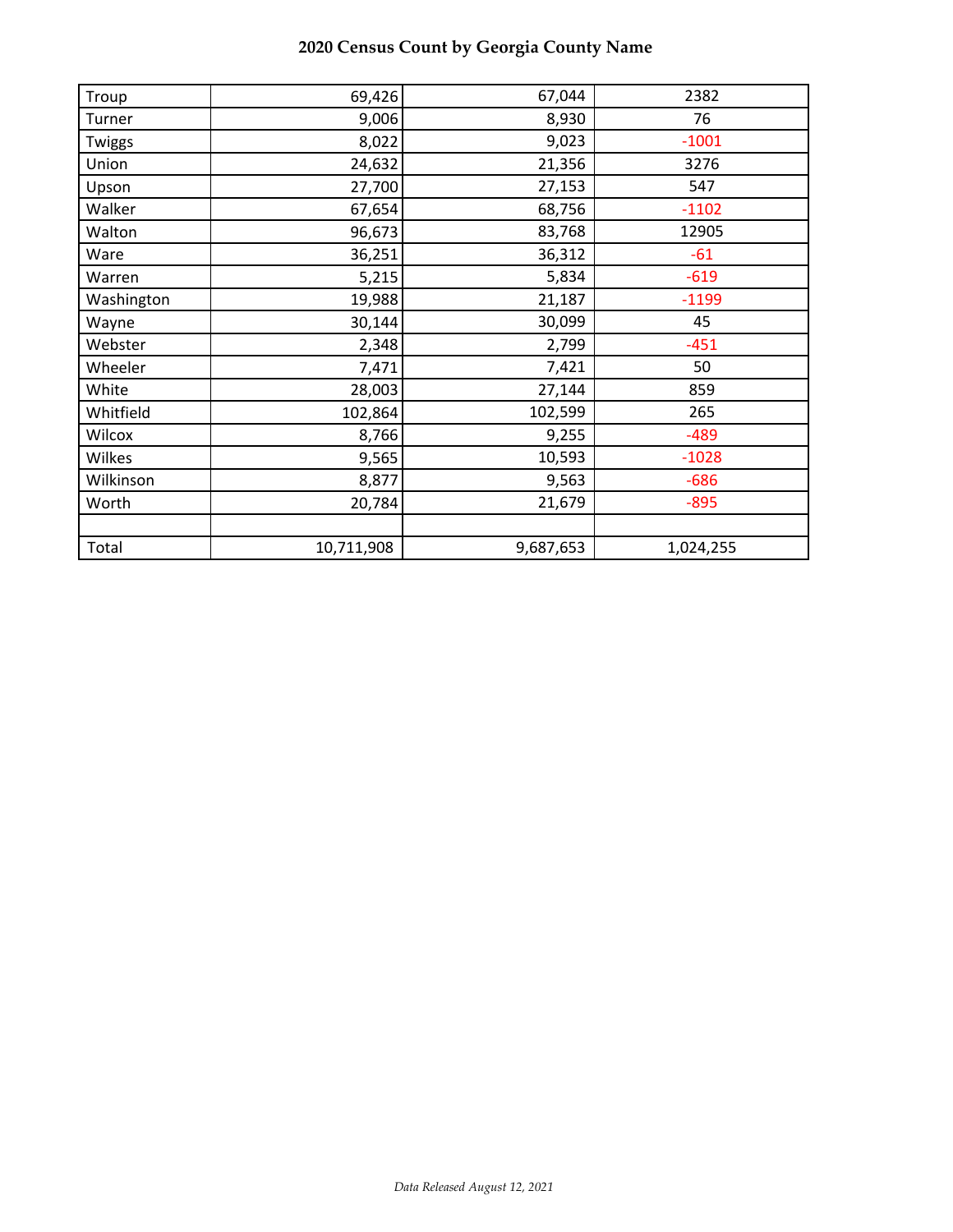# 2020 Census Count by Georgia County Name

| | | | |
|---|---|---|---|
| Troup | 69,426 | 67,044 | 2382 |
| Turner | 9,006 | 8,930 | 76 |
| Twiggs | 8,022 | 9,023 | -1001 |
| Union | 24,632 | 21,356 | 3276 |
| Upson | 27,700 | 27,153 | 547 |
| Walker | 67,654 | 68,756 | -1102 |
| Walton | 96,673 | 83,768 | 12905 |
| Ware | 36,251 | 36,312 | -61 |
| Warren | 5,215 | 5,834 | -619 |
| Washington | 19,988 | 21,187 | -1199 |
| Wayne | 30,144 | 30,099 | 45 |
| Webster | 2,348 | 2,799 | -451 |
| Wheeler | 7,471 | 7,421 | 50 |
| White | 28,003 | 27,144 | 859 |
| Whitfield | 102,864 | 102,599 | 265 |
| Wilcox | 8,766 | 9,255 | -489 |
| Wilkes | 9,565 | 10,593 | -1028 |
| Wilkinson | 8,877 | 9,563 | -686 |
| Worth | 20,784 | 21,679 | -895 |
| | | | |
| Total | 10,711,908 | 9,687,653 | 1,024,255 |

*Data Released August 12, 2021*